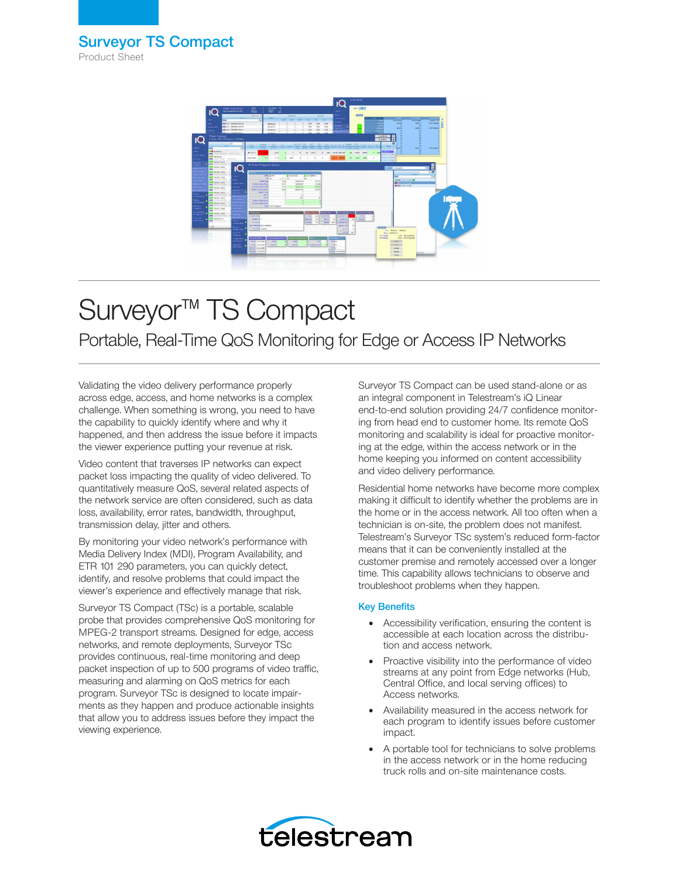# Surveyor TS Compact

Product Sheet

# Surveyor™ TS Compact

## Portable, Real-Time QoS Monitoring for Edge or Access IP Networks

Validating the video delivery performance properly across edge, access, and home networks is a complex challenge. When something is wrong, you need to have the capability to quickly identify where and why it happened, and then address the issue before it impacts the viewer experience putting your revenue at risk.

Video content that traverses IP networks can expect packet loss impacting the quality of video delivered. To quantitatively measure QoS, several related aspects of the network service are often considered, such as data loss, availability, error rates, bandwidth, throughput, transmission delay, jitter and others.

By monitoring your video network's performance with Media Delivery Index (MDI), Program Availability, and ETR 101 290 parameters, you can quickly detect, identify, and resolve problems that could impact the viewer's experience and effectively manage that risk.

Surveyor TS Compact (TSc) is a portable, scalable probe that provides comprehensive QoS monitoring for MPEG-2 transport streams. Designed for edge, access networks, and remote deployments, Surveyor TSc provides continuous, real-time monitoring and deep packet inspection of up to 500 programs of video traffic, measuring and alarming on QoS metrics for each program. Surveyor TSc is designed to locate impairments as they happen and produce actionable insights that allow you to address issues before they impact the viewing experience.

Surveyor TS Compact can be used stand-alone or as an integral component in Telestream's iQ Linear end-to-end solution providing 24/7 confidence monitoring from head end to customer home. Its remote QoS monitoring and scalability is ideal for proactive monitoring at the edge, within the access network or in the home keeping you informed on content accessibility and video delivery performance.

Residential home networks have become more complex making it difficult to identify whether the problems are in the home or in the access network. All too often when a technician is on-site, the problem does not manifest. Telestream's Surveyor TSc system's reduced form-factor means that it can be conveniently installed at the customer premise and remotely accessed over a longer time. This capability allows technicians to observe and troubleshoot problems when they happen.

### Key Benefits

- Accessibility verification, ensuring the content is accessible at each location across the distribution and access network.
- Proactive visibility into the performance of video streams at any point from Edge networks (Hub, Central Office, and local serving offices) to Access networks.
- Availability measured in the access network for each program to identify issues before customer impact.
- A portable tool for technicians to solve problems in the access network or in the home reducing truck rolls and on-site maintenance costs.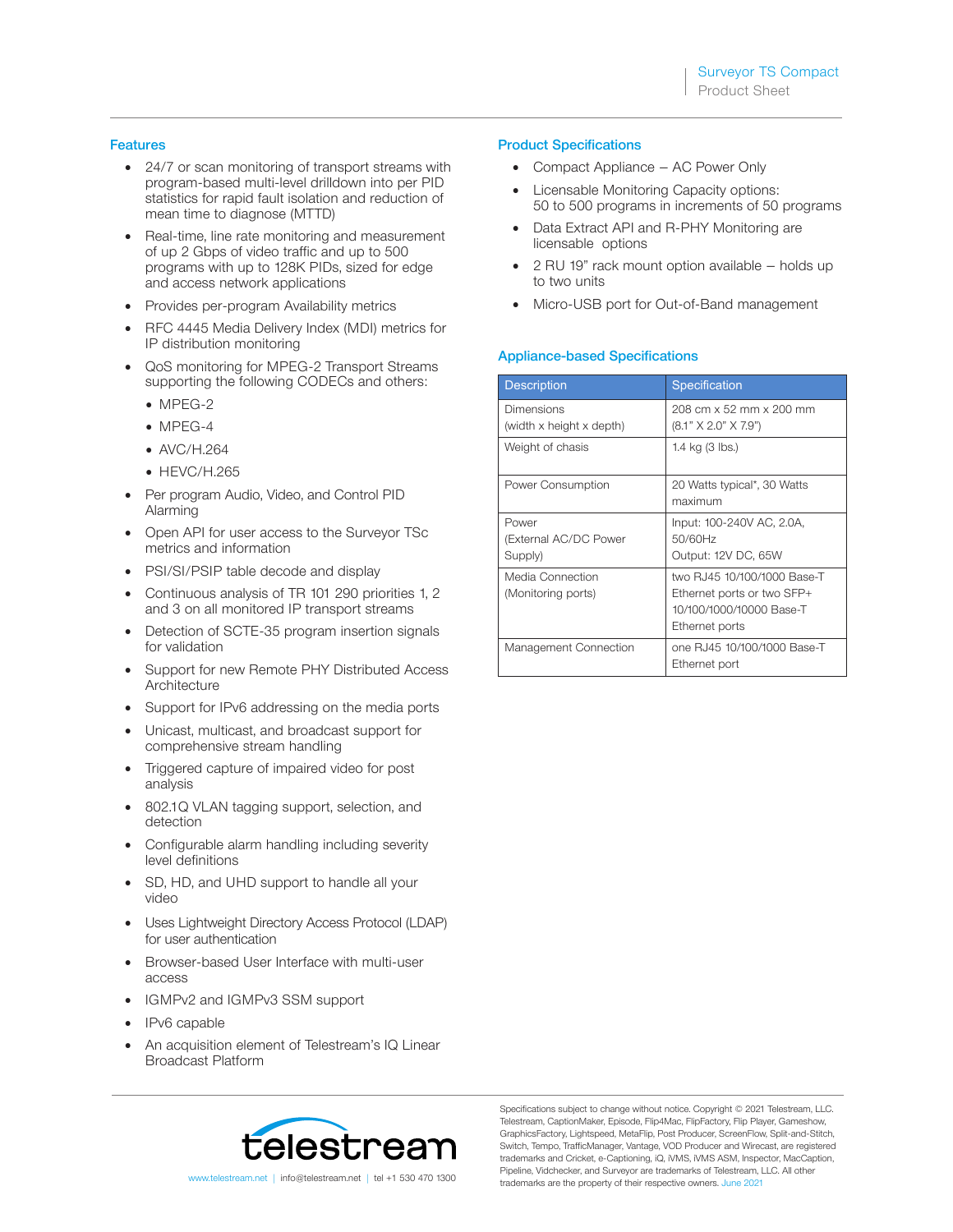## Features

- 24/7 or scan monitoring of transport streams with program-based multi-level drilldown into per PID statistics for rapid fault isolation and reduction of mean time to diagnose (MTTD)
- Real-time, line rate monitoring and measurement of up 2 Gbps of video traffic and up to 500 programs with up to 128K PIDs, sized for edge and access network applications
- Provides per-program Availability metrics
- RFC 4445 Media Delivery Index (MDI) metrics for IP distribution monitoring
- QoS monitoring for MPEG-2 Transport Streams supporting the following CODECs and others:
  - MPEG-2
  - MPEG-4
  - AVC/H.264
  - HEVC/H.265
- Per program Audio, Video, and Control PID Alarming
- Open API for user access to the Surveyor TSc metrics and information
- PSI/SI/PSIP table decode and display
- Continuous analysis of TR 101 290 priorities 1, 2 and 3 on all monitored IP transport streams
- Detection of SCTE-35 program insertion signals for validation
- Support for new Remote PHY Distributed Access Architecture
- Support for IPv6 addressing on the media ports
- Unicast, multicast, and broadcast support for comprehensive stream handling
- Triggered capture of impaired video for post analysis
- 802.1Q VLAN tagging support, selection, and detection
- Configurable alarm handling including severity level definitions
- SD, HD, and UHD support to handle all your video
- Uses Lightweight Directory Access Protocol (LDAP) for user authentication
- Browser-based User Interface with multi-user access
- IGMPv2 and IGMPv3 SSM support
- IPv6 capable
- An acquisition element of Telestream's IQ Linear Broadcast Platform

## Product Specifications

- Compact Appliance – AC Power Only
- Licensable Monitoring Capacity options: 50 to 500 programs in increments of 50 programs
- Data Extract API and R-PHY Monitoring are licensable options
- 2 RU 19" rack mount option available – holds up to two units
- Micro-USB port for Out-of-Band management

## Appliance-based Specifications

| Description | Specification |
| --- | --- |
| Dimensions (width x height x depth) | 208 cm x 52 mm x 200 mm (8.1" X 2.0" X 7.9") |
| Weight of chasis | 1.4 kg (3 lbs.) |
| Power Consumption | 20 Watts typical*, 30 Watts maximum |
| Power (External AC/DC Power Supply) | Input: 100-240V AC, 2.0A, 50/60Hz<br>Output: 12V DC, 65W |
| Media Connection (Monitoring ports) | two RJ45 10/100/1000 Base-T Ethernet ports or two SFP+ 10/100/1000/10000 Base-T Ethernet ports |
| Management Connection | one RJ45 10/100/1000 Base-T Ethernet port |

telestream

www.telestream.net | info@telestream.net | tel +1 530 470 1300

Specifications subject to change without notice. Copyright © 2021 Telestream, LLC. Telestream, CaptionMaker, Episode, Flip4Mac, FlipFactory, Flip Player, Gameshow, GraphicsFactory, Lightspeed, MetaFlip, Post Producer, ScreenFlow, Split-and-Stitch, Switch, Tempo, TrafficManager, Vantage, VOD Producer and Wirecast, are registered trademarks and Cricket, e-Captioning, iQ, iVMS, iVMS ASM, Inspector, MacCaption, Pipeline, Vidchecker, and Surveyor are trademarks of Telestream, LLC. All other trademarks are the property of their respective owners. June 2021